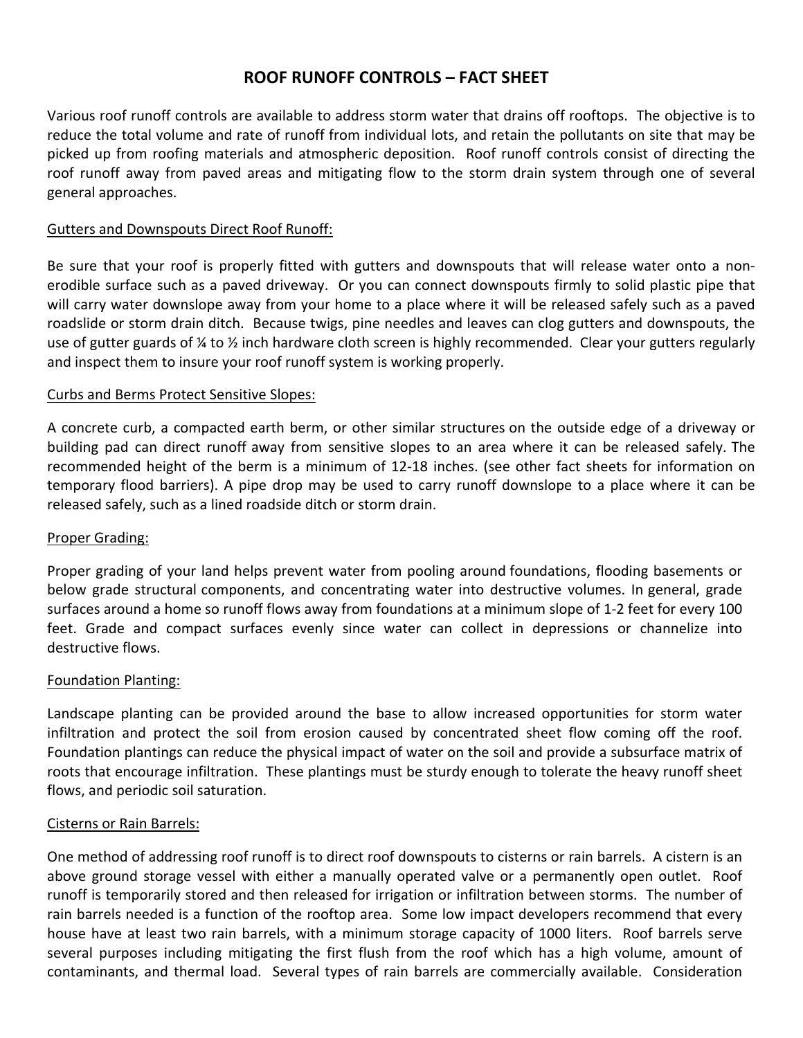# ROOF RUNOFF CONTROLS – FACT SHEET

Various roof runoff controls are available to address storm water that drains off rooftops. The objective is to reduce the total volume and rate of runoff from individual lots, and retain the pollutants on site that may be picked up from roofing materials and atmospheric deposition. Roof runoff controls consist of directing the roof runoff away from paved areas and mitigating flow to the storm drain system through one of several general approaches.

<u>Gutters and Downspouts Direct Roof Runoff:</u>

Be sure that your roof is properly fitted with gutters and downspouts that will release water onto a non-erodible surface such as a paved driveway. Or you can connect downspouts firmly to solid plastic pipe that will carry water downslope away from your home to a place where it will be released safely such as a paved roadslide or storm drain ditch. Because twigs, pine needles and leaves can clog gutters and downspouts, the use of gutter guards of ¼ to ½ inch hardware cloth screen is highly recommended. Clear your gutters regularly and inspect them to insure your roof runoff system is working properly.

<u>Curbs and Berms Protect Sensitive Slopes:</u>

A concrete curb, a compacted earth berm, or other similar structures on the outside edge of a driveway or building pad can direct runoff away from sensitive slopes to an area where it can be released safely. The recommended height of the berm is a minimum of 12-18 inches. (see other fact sheets for information on temporary flood barriers). A pipe drop may be used to carry runoff downslope to a place where it can be released safely, such as a lined roadside ditch or storm drain.

<u>Proper Grading:</u>

Proper grading of your land helps prevent water from pooling around foundations, flooding basements or below grade structural components, and concentrating water into destructive volumes. In general, grade surfaces around a home so runoff flows away from foundations at a minimum slope of 1-2 feet for every 100 feet. Grade and compact surfaces evenly since water can collect in depressions or channelize into destructive flows.

<u>Foundation Planting:</u>

Landscape planting can be provided around the base to allow increased opportunities for storm water infiltration and protect the soil from erosion caused by concentrated sheet flow coming off the roof. Foundation plantings can reduce the physical impact of water on the soil and provide a subsurface matrix of roots that encourage infiltration. These plantings must be sturdy enough to tolerate the heavy runoff sheet flows, and periodic soil saturation.

<u>Cisterns or Rain Barrels:</u>

One method of addressing roof runoff is to direct roof downspouts to cisterns or rain barrels. A cistern is an above ground storage vessel with either a manually operated valve or a permanently open outlet. Roof runoff is temporarily stored and then released for irrigation or infiltration between storms. The number of rain barrels needed is a function of the rooftop area. Some low impact developers recommend that every house have at least two rain barrels, with a minimum storage capacity of 1000 liters. Roof barrels serve several purposes including mitigating the first flush from the roof which has a high volume, amount of contaminants, and thermal load. Several types of rain barrels are commercially available. Consideration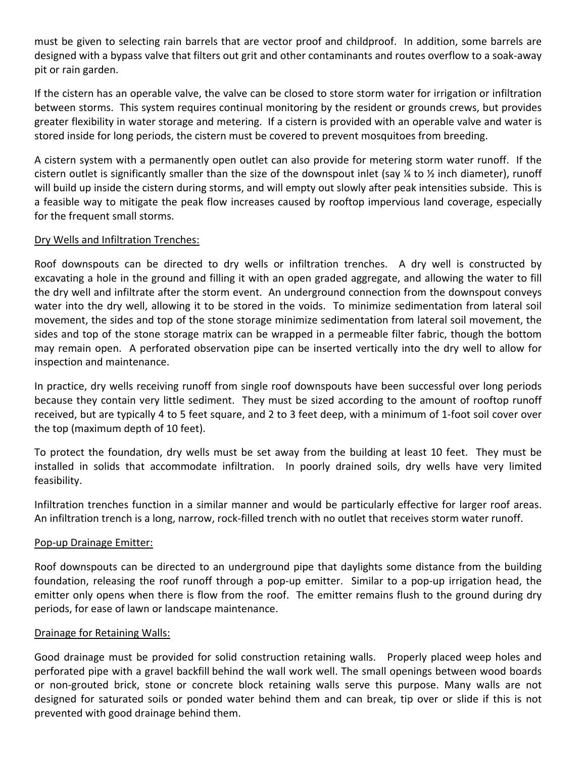must be given to selecting rain barrels that are vector proof and childproof. In addition, some barrels are designed with a bypass valve that filters out grit and other contaminants and routes overflow to a soak-away pit or rain garden.

If the cistern has an operable valve, the valve can be closed to store storm water for irrigation or infiltration between storms. This system requires continual monitoring by the resident or grounds crews, but provides greater flexibility in water storage and metering. If a cistern is provided with an operable valve and water is stored inside for long periods, the cistern must be covered to prevent mosquitoes from breeding.

A cistern system with a permanently open outlet can also provide for metering storm water runoff. If the cistern outlet is significantly smaller than the size of the downspout inlet (say ¼ to ½ inch diameter), runoff will build up inside the cistern during storms, and will empty out slowly after peak intensities subside. This is a feasible way to mitigate the peak flow increases caused by rooftop impervious land coverage, especially for the frequent small storms.

<u>Dry Wells and Infiltration Trenches:</u>

Roof downspouts can be directed to dry wells or infiltration trenches. A dry well is constructed by excavating a hole in the ground and filling it with an open graded aggregate, and allowing the water to fill the dry well and infiltrate after the storm event. An underground connection from the downspout conveys water into the dry well, allowing it to be stored in the voids. To minimize sedimentation from lateral soil movement, the sides and top of the stone storage minimize sedimentation from lateral soil movement, the sides and top of the stone storage matrix can be wrapped in a permeable filter fabric, though the bottom may remain open. A perforated observation pipe can be inserted vertically into the dry well to allow for inspection and maintenance.

In practice, dry wells receiving runoff from single roof downspouts have been successful over long periods because they contain very little sediment. They must be sized according to the amount of rooftop runoff received, but are typically 4 to 5 feet square, and 2 to 3 feet deep, with a minimum of 1-foot soil cover over the top (maximum depth of 10 feet).

To protect the foundation, dry wells must be set away from the building at least 10 feet. They must be installed in solids that accommodate infiltration. In poorly drained soils, dry wells have very limited feasibility.

Infiltration trenches function in a similar manner and would be particularly effective for larger roof areas. An infiltration trench is a long, narrow, rock-filled trench with no outlet that receives storm water runoff.

<u>Pop-up Drainage Emitter:</u>

Roof downspouts can be directed to an underground pipe that daylights some distance from the building foundation, releasing the roof runoff through a pop-up emitter. Similar to a pop-up irrigation head, the emitter only opens when there is flow from the roof. The emitter remains flush to the ground during dry periods, for ease of lawn or landscape maintenance.

<u>Drainage for Retaining Walls:</u>

Good drainage must be provided for solid construction retaining walls. Properly placed weep holes and perforated pipe with a gravel backfill behind the wall work well. The small openings between wood boards or non-grouted brick, stone or concrete block retaining walls serve this purpose. Many walls are not designed for saturated soils or ponded water behind them and can break, tip over or slide if this is not prevented with good drainage behind them.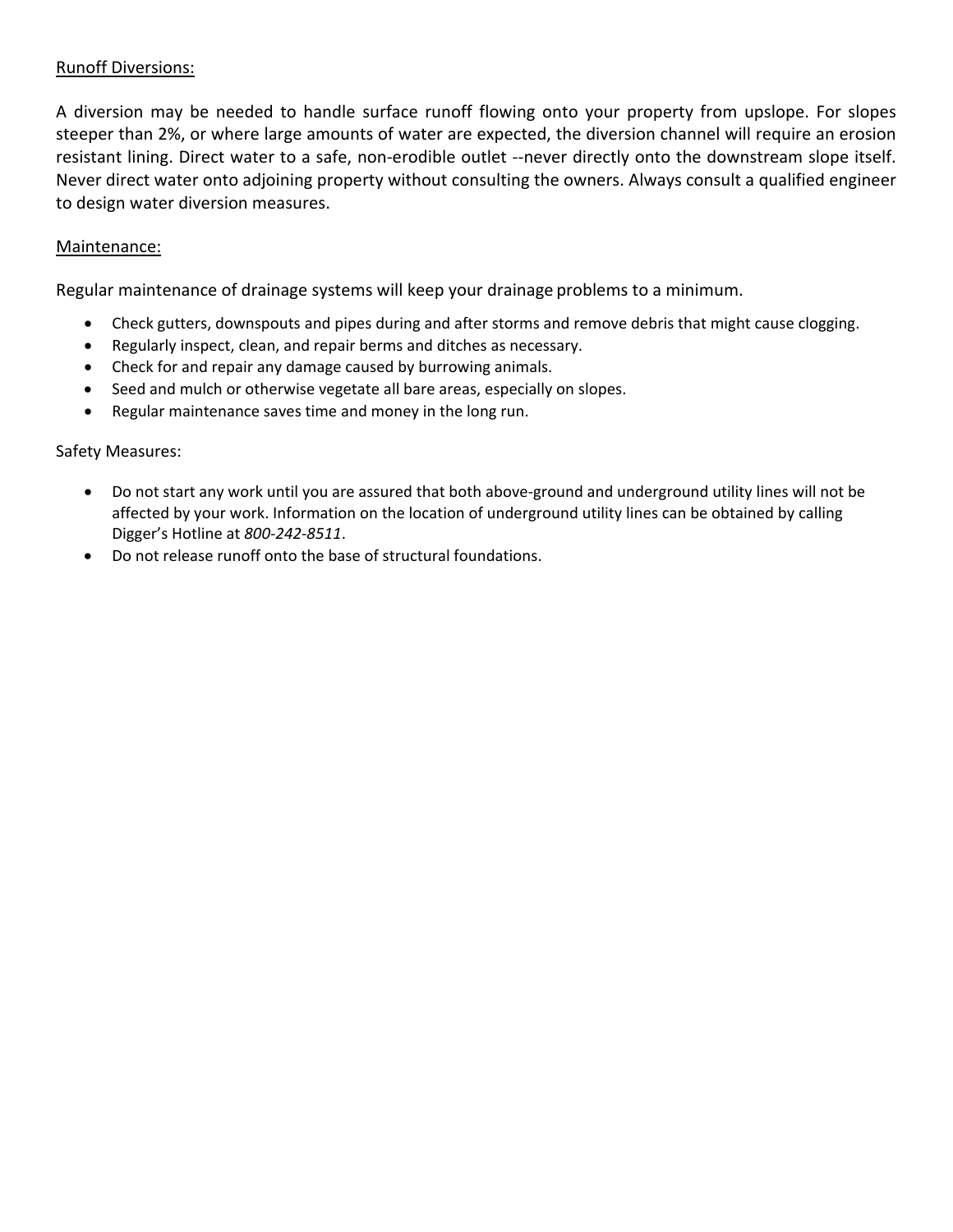Runoff Diversions:

A diversion may be needed to handle surface runoff flowing onto your property from upslope. For slopes steeper than 2%, or where large amounts of water are expected, the diversion channel will require an erosion resistant lining. Direct water to a safe, non-erodible outlet --never directly onto the downstream slope itself. Never direct water onto adjoining property without consulting the owners. Always consult a qualified engineer to design water diversion measures.

Maintenance:

Regular maintenance of drainage systems will keep your drainage problems to a minimum.

- Check gutters, downspouts and pipes during and after storms and remove debris that might cause clogging.
- Regularly inspect, clean, and repair berms and ditches as necessary.
- Check for and repair any damage caused by burrowing animals.
- Seed and mulch or otherwise vegetate all bare areas, especially on slopes.
- Regular maintenance saves time and money in the long run.

Safety Measures:

- Do not start any work until you are assured that both above-ground and underground utility lines will not be affected by your work. Information on the location of underground utility lines can be obtained by calling Digger's Hotline at *800-242-8511*.
- Do not release runoff onto the base of structural foundations.